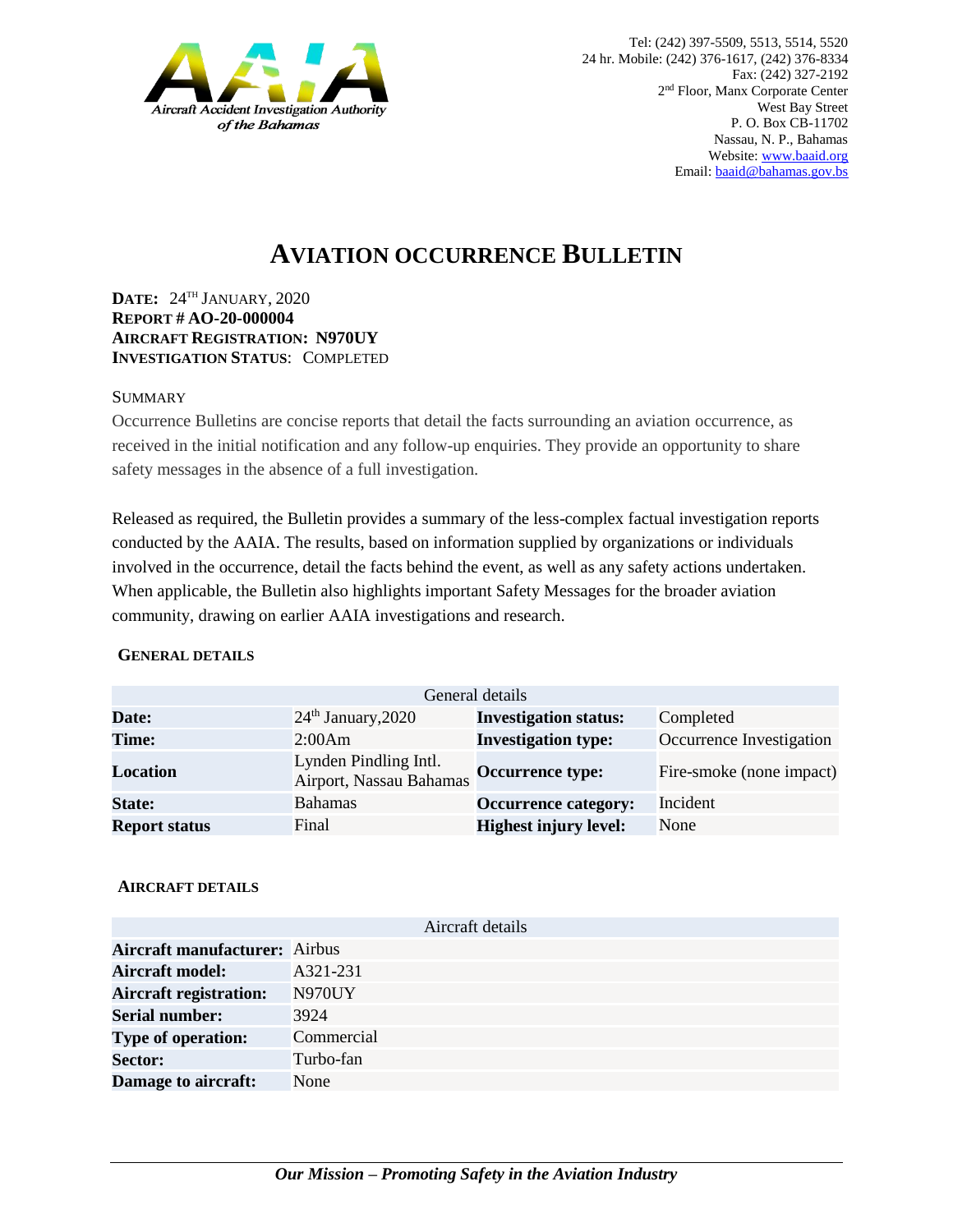Aircraft Accident Investigation Authority of the Bahamas

Tel: (242) 397-5509, 5513, 5514, 5520
24 hr. Mobile: (242) 376-1617, (242) 376-8334
Fax: (242) 327-2192
2nd Floor, Manx Corporate Center
West Bay Street
P. O. Box CB-11702
Nassau, N. P., Bahamas
Website: www.baaid.org
Email: baaid@bahamas.gov.bs

# AVIATION OCCURRENCE BULLETIN

**DATE:** 24TH JANUARY, 2020
**REPORT # AO-20-000004**
**AIRCRAFT REGISTRATION: N970UY**
**INVESTIGATION STATUS**: COMPLETED

## SUMMARY

Occurrence Bulletins are concise reports that detail the facts surrounding an aviation occurrence, as received in the initial notification and any follow-up enquiries. They provide an opportunity to share safety messages in the absence of a full investigation.

Released as required, the Bulletin provides a summary of the less-complex factual investigation reports conducted by the AAIA. The results, based on information supplied by organizations or individuals involved in the occurrence, detail the facts behind the event, as well as any safety actions undertaken. When applicable, the Bulletin also highlights important Safety Messages for the broader aviation community, drawing on earlier AAIA investigations and research.

### GENERAL DETAILS

| General details | | | |
|---|---|---|---|
| **Date:** | 24th January,2020 | **Investigation status:** | Completed |
| **Time:** | 2:00Am | **Investigation type:** | Occurrence Investigation |
| **Location** | Lynden Pindling Intl. Airport, Nassau Bahamas | **Occurrence type:** | Fire-smoke (none impact) |
| **State:** | Bahamas | **Occurrence category:** | Incident |
| **Report status** | Final | **Highest injury level:** | None |

### AIRCRAFT DETAILS

| Aircraft details | |
|---|---|
| **Aircraft manufacturer:** | Airbus |
| **Aircraft model:** | A321-231 |
| **Aircraft registration:** | N970UY |
| **Serial number:** | 3924 |
| **Type of operation:** | Commercial |
| **Sector:** | Turbo-fan |
| **Damage to aircraft:** | None |

*Our Mission – Promoting Safety in the Aviation Industry*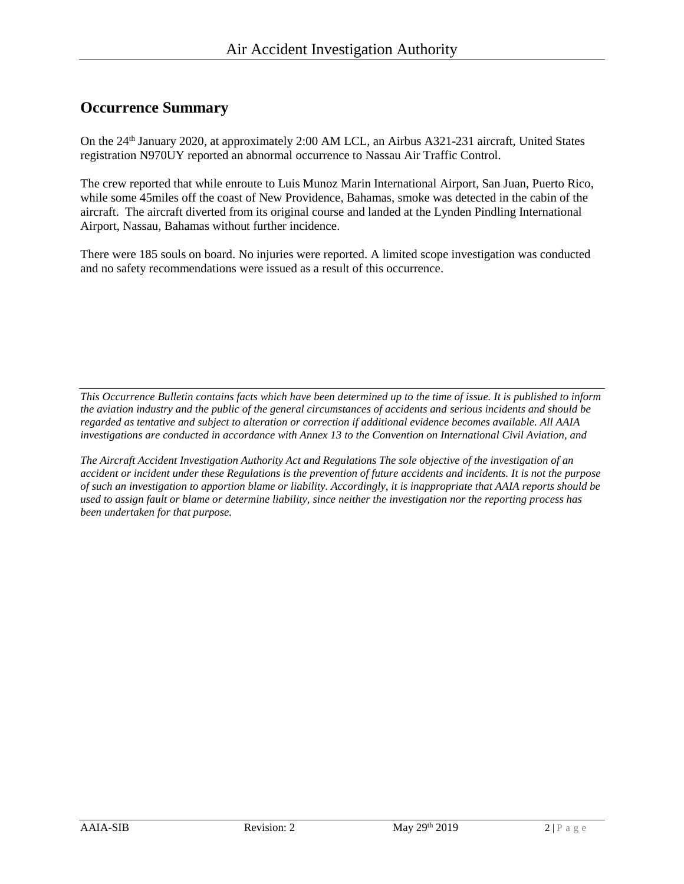## Occurrence Summary

On the 24th January 2020, at approximately 2:00 AM LCL, an Airbus A321-231 aircraft, United States registration N970UY reported an abnormal occurrence to Nassau Air Traffic Control.

The crew reported that while enroute to Luis Munoz Marin International Airport, San Juan, Puerto Rico, while some 45miles off the coast of New Providence, Bahamas, smoke was detected in the cabin of the aircraft. The aircraft diverted from its original course and landed at the Lynden Pindling International Airport, Nassau, Bahamas without further incidence.

There were 185 souls on board. No injuries were reported. A limited scope investigation was conducted and no safety recommendations were issued as a result of this occurrence.

*This Occurrence Bulletin contains facts which have been determined up to the time of issue. It is published to inform the aviation industry and the public of the general circumstances of accidents and serious incidents and should be regarded as tentative and subject to alteration or correction if additional evidence becomes available. All AAIA investigations are conducted in accordance with Annex 13 to the Convention on International Civil Aviation, and*

*The Aircraft Accident Investigation Authority Act and Regulations The sole objective of the investigation of an accident or incident under these Regulations is the prevention of future accidents and incidents. It is not the purpose of such an investigation to apportion blame or liability. Accordingly, it is inappropriate that AAIA reports should be used to assign fault or blame or determine liability, since neither the investigation nor the reporting process has been undertaken for that purpose.*